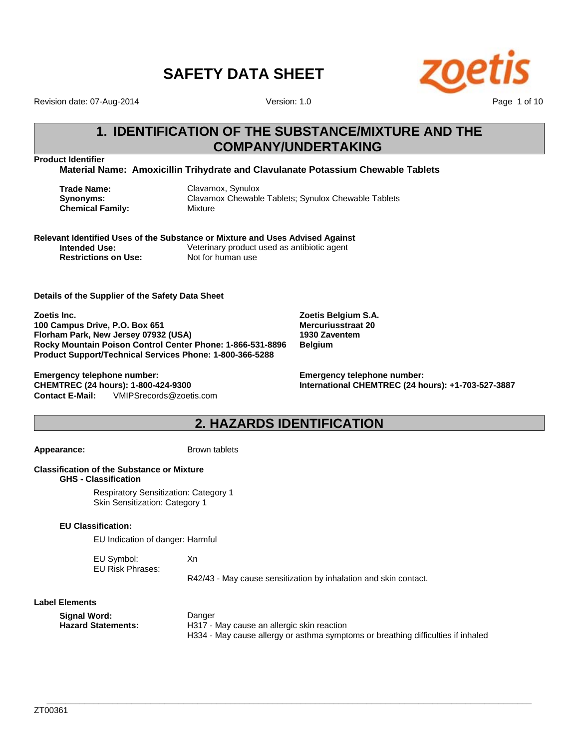# SAFETY DATA SHEET

Revision date: 07-Aug-2014 Version: 1.0

## 1. IDENTIFICATION OF THE SUBSTANCE/MIXTURE AND THE COMPANY/UNDERTAKING

**Product Identifier**

**Material Name: Amoxicillin Trihydrate and Clavulanate Potassium Chewable Tablets**

**Trade Name:** Clavamox, Synulox
**Synonyms:** Clavamox Chewable Tablets; Synulox Chewable Tablets
**Chemical Family:** Mixture

**Relevant Identified Uses of the Substance or Mixture and Uses Advised Against**
**Intended Use:** Veterinary product used as antibiotic agent
**Restrictions on Use:** Not for human use

**Details of the Supplier of the Safety Data Sheet**

**Zoetis Inc.**
**100 Campus Drive, P.O. Box 651**
**Florham Park, New Jersey 07932 (USA)**
**Rocky Mountain Poison Control Center Phone: 1-866-531-8896**
**Product Support/Technical Services Phone: 1-800-366-5288**

**Zoetis Belgium S.A.**
**Mercuriusstraat 20**
**1930 Zaventem**
**Belgium**

**Emergency telephone number:**
**CHEMTREC (24 hours): 1-800-424-9300**
**Contact E-Mail:** VMIPSrecords@zoetis.com

**Emergency telephone number:**
**International CHEMTREC (24 hours): +1-703-527-3887**

## 2. HAZARDS IDENTIFICATION

**Appearance:** Brown tablets

**Classification of the Substance or Mixture**

**GHS - Classification**

Respiratory Sensitization: Category 1
Skin Sensitization: Category 1

**EU Classification:**

EU Indication of danger: Harmful

EU Symbol: Xn
EU Risk Phrases:
R42/43 - May cause sensitization by inhalation and skin contact.

**Label Elements**

**Signal Word:** Danger
**Hazard Statements:** H317 - May cause an allergic skin reaction
H334 - May cause allergy or asthma symptoms or breathing difficulties if inhaled

ZT00361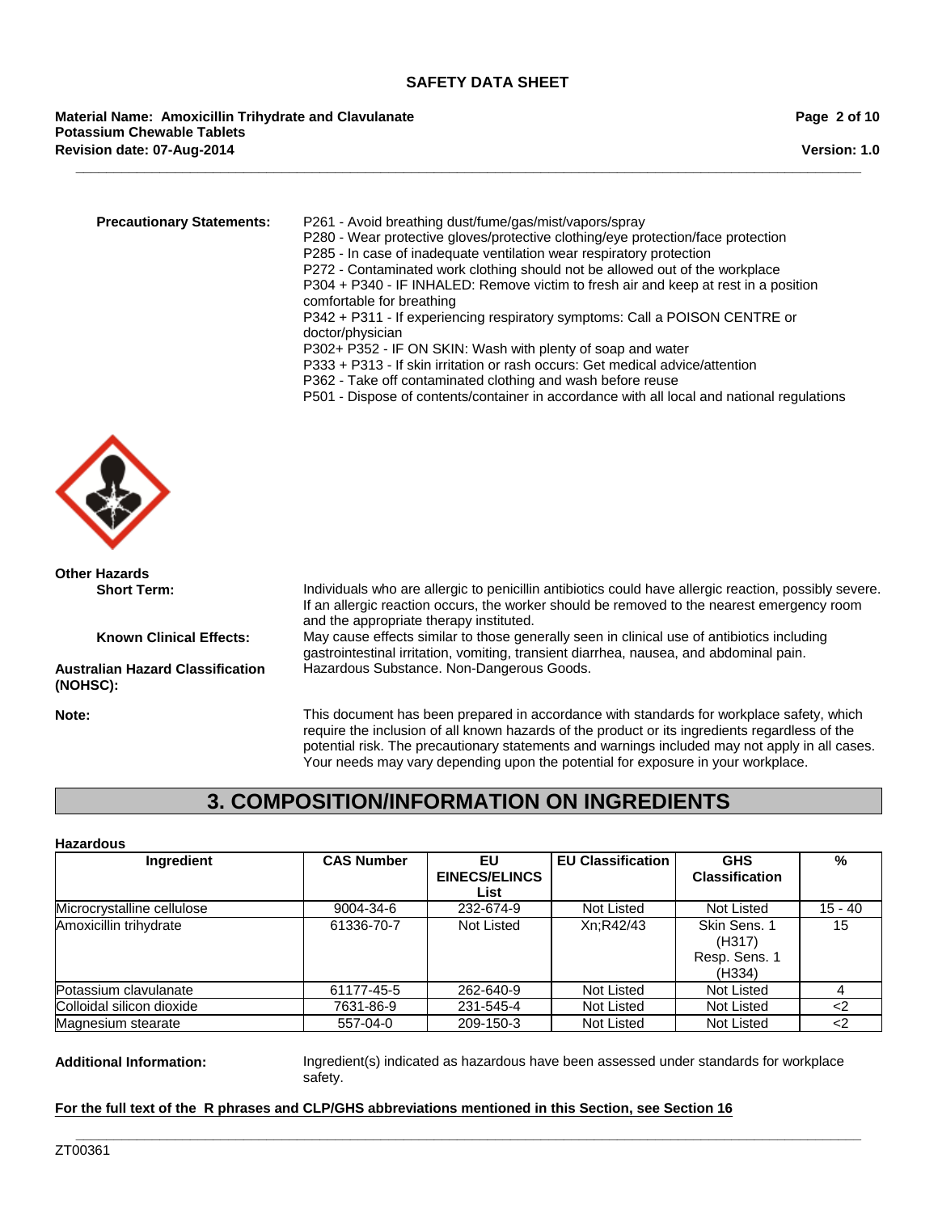**Precatuionary Statements:**

P261 - Avoid breathing dust/fume/gas/mist/vapors/spray
P280 - Wear protective gloves/protective clothing/eye protection/face protection
P285 - In case of inadequate ventilation wear respiratory protection
P272 - Contaminated work clothing should not be allowed out of the workplace
P304 + P340 - IF INHALED: Remove victim to fresh air and keep at rest in a position comfortable for breathing
P342 + P311 - If experiencing respiratory symptoms: Call a POISON CENTRE or doctor/physician
P302+ P352 - IF ON SKIN: Wash with plenty of soap and water
P333 + P313 - If skin irritation or rash occurs: Get medical advice/attention
P362 - Take off contaminated clothing and wash before reuse
P501 - Dispose of contents/container in accordance with all local and national regulations

**Other Hazards**

**Short Term:** Individuals who are allergic to penicillin antibiotics could have allergic reaction, possibly severe. If an allergic reaction occurs, the worker should be removed to the nearest emergency room and the appropriate therapy instituted.

**Known Clinical Effects:** May cause effects similar to those generally seen in clinical use of antibiotics including gastrointestinal irritation, vomiting, transient diarrhea, nausea, and abdominal pain.

**Australian Hazard Classification (NOHSC):** Hazardous Substance. Non-Dangerous Goods.

**Note:** This document has been prepared in accordance with standards for workplace safety, which require the inclusion of all known hazards of the product or its ingredients regardless of the potential risk. The precautionary statements and warnings included may not apply in all cases. Your needs may vary depending upon the potential for exposure in your workplace.

# 3. COMPOSITION/INFORMATION ON INGREDIENTS

**Hazardous**

| Ingredient | CAS Number | EU EINECS/ELINCS List | EU Classification | GHS Classification | % |
|---|---|---|---|---|---|
| Microcrystalline cellulose | 9004-34-6 | 232-674-9 | Not Listed | Not Listed | 15 - 40 |
| Amoxicillin trihydrate | 61336-70-7 | Not Listed | Xn;R42/43 | Skin Sens. 1 (H317) Resp. Sens. 1 (H334) | 15 |
| Potassium clavulanate | 61177-45-5 | 262-640-9 | Not Listed | Not Listed | 4 |
| Colloidal silicon dioxide | 7631-86-9 | 231-545-4 | Not Listed | Not Listed | <2 |
| Magnesium stearate | 557-04-0 | 209-150-3 | Not Listed | Not Listed | <2 |

**Additional Information:** Ingredient(s) indicated as hazardous have been assessed under standards for workplace safety.

**For the full text of the R phrases and CLP/GHS abbreviations mentioned in this Section, see Section 16**

ZT00361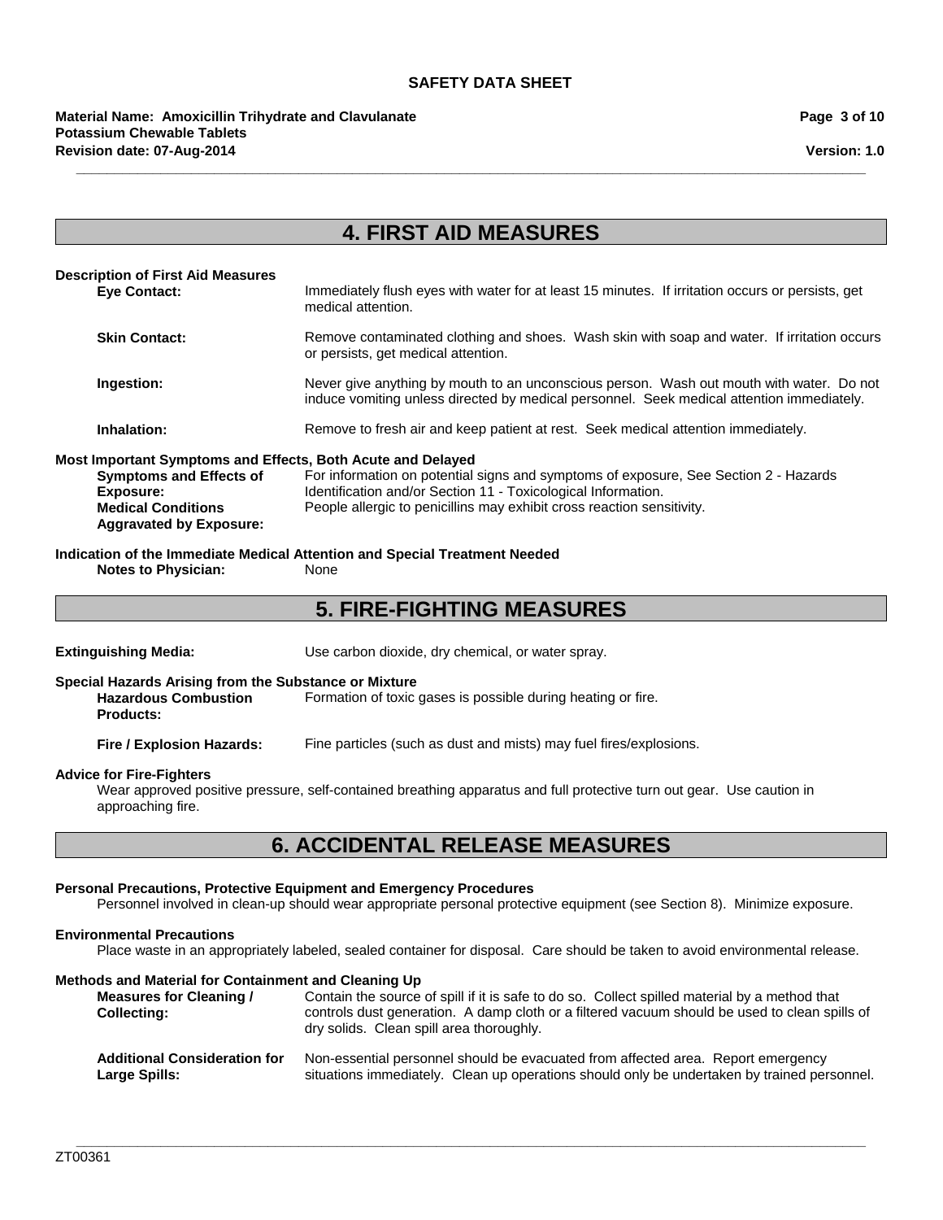# 4. FIRST AID MEASURES

**Description of First Aid Measures**

**Eye Contact:** Immediately flush eyes with water for at least 15 minutes. If irritation occurs or persists, get medical attention.

**Skin Contact:** Remove contaminated clothing and shoes. Wash skin with soap and water. If irritation occurs or persists, get medical attention.

**Ingestion:** Never give anything by mouth to an unconscious person. Wash out mouth with water. Do not induce vomiting unless directed by medical personnel. Seek medical attention immediately.

**Inhalation:** Remove to fresh air and keep patient at rest. Seek medical attention immediately.

**Most Important Symptoms and Effects, Both Acute and Delayed**

**Symptoms and Effects of Exposure:** For information on potential signs and symptoms of exposure, See Section 2 - Hazards Identification and/or Section 11 - Toxicological Information.

**Medical Conditions Aggravated by Exposure:** People allergic to penicillins may exhibit cross reaction sensitivity.

**Indication of the Immediate Medical Attention and Special Treatment Needed**

**Notes to Physician:** None

# 5. FIRE-FIGHTING MEASURES

**Extinguishing Media:** Use carbon dioxide, dry chemical, or water spray.

**Special Hazards Arising from the Substance or Mixture**

**Hazardous Combustion Products:** Formation of toxic gases is possible during heating or fire.

**Fire / Explosion Hazards:** Fine particles (such as dust and mists) may fuel fires/explosions.

**Advice for Fire-Fighters**

Wear approved positive pressure, self-contained breathing apparatus and full protective turn out gear. Use caution in approaching fire.

# 6. ACCIDENTAL RELEASE MEASURES

**Personal Precautions, Protective Equipment and Emergency Procedures**

Personnel involved in clean-up should wear appropriate personal protective equipment (see Section 8). Minimize exposure.

**Environmental Precautions**

Place waste in an appropriately labeled, sealed container for disposal. Care should be taken to avoid environmental release.

**Methods and Material for Containment and Cleaning Up**

**Measures for Cleaning / Collecting:** Contain the source of spill if it is safe to do so. Collect spilled material by a method that controls dust generation. A damp cloth or a filtered vacuum should be used to clean spills of dry solids. Clean spill area thoroughly.

**Additional Consideration for Large Spills:** Non-essential personnel should be evacuated from affected area. Report emergency situations immediately. Clean up operations should only be undertaken by trained personnel.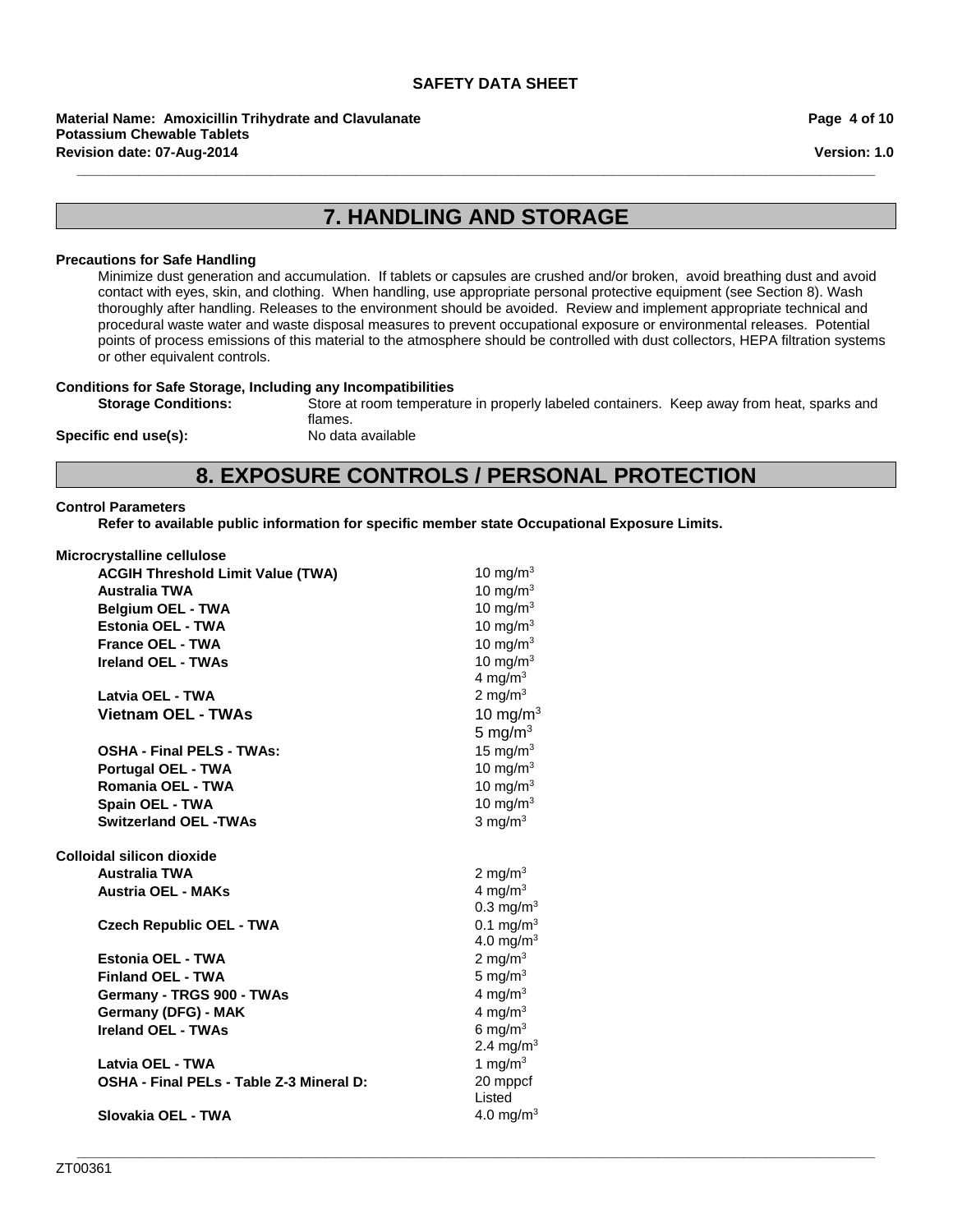## 7. HANDLING AND STORAGE

**Precautions for Safe Handling**

Minimize dust generation and accumulation. If tablets or capsules are crushed and/or broken, avoid breathing dust and avoid contact with eyes, skin, and clothing. When handling, use appropriate personal protective equipment (see Section 8). Wash thoroughly after handling. Releases to the environment should be avoided. Review and implement appropriate technical and procedural waste water and waste disposal measures to prevent occupational exposure or environmental releases. Potential points of process emissions of this material to the atmosphere should be controlled with dust collectors, HEPA filtration systems or other equivalent controls.

**Conditions for Safe Storage, Including any Incompatibilities**

**Storage Conditions:** Store at room temperature in properly labeled containers. Keep away from heat, sparks and flames.

**Specific end use(s):** No data available

## 8. EXPOSURE CONTROLS / PERSONAL PROTECTION

**Control Parameters**

**Refer to available public information for specific member state Occupational Exposure Limits.**

**Microcrystalline cellulose**

| | |
|---|---|
| **ACGIH Threshold Limit Value (TWA)** | 10 mg/m$^3$ |
| **Australia TWA** | 10 mg/m$^3$ |
| **Belgium OEL - TWA** | 10 mg/m$^3$ |
| **Estonia OEL - TWA** | 10 mg/m$^3$ |
| **France OEL - TWA** | 10 mg/m$^3$ |
| **Ireland OEL - TWAs** | 10 mg/m$^3$<br>4 mg/m$^3$ |
| **Latvia OEL - TWA** | 2 mg/m$^3$ |
| **Vietnam OEL - TWAs** | 10 mg/m$^3$<br>5 mg/m$^3$ |
| **OSHA - Final PELS - TWAs:** | 15 mg/m$^3$ |
| **Portugal OEL - TWA** | 10 mg/m$^3$ |
| **Romania OEL - TWA** | 10 mg/m$^3$ |
| **Spain OEL - TWA** | 10 mg/m$^3$ |
| **Switzerland OEL -TWAs** | 3 mg/m$^3$ |

**Colloidal silicon dioxide**

| | |
|---|---|
| **Australia TWA** | 2 mg/m$^3$ |
| **Austria OEL - MAKs** | 4 mg/m$^3$<br>0.3 mg/m$^3$ |
| **Czech Republic OEL - TWA** | 0.1 mg/m$^3$<br>4.0 mg/m$^3$ |
| **Estonia OEL - TWA** | 2 mg/m$^3$ |
| **Finland OEL - TWA** | 5 mg/m$^3$ |
| **Germany - TRGS 900 - TWAs** | 4 mg/m$^3$ |
| **Germany (DFG) - MAK** | 4 mg/m$^3$ |
| **Ireland OEL - TWAs** | 6 mg/m$^3$<br>2.4 mg/m$^3$ |
| **Latvia OEL - TWA** | 1 mg/m$^3$ |
| **OSHA - Final PELs - Table Z-3 Mineral D:** | 20 mppcf<br>Listed |
| **Slovakia OEL - TWA** | 4.0 mg/m$^3$ |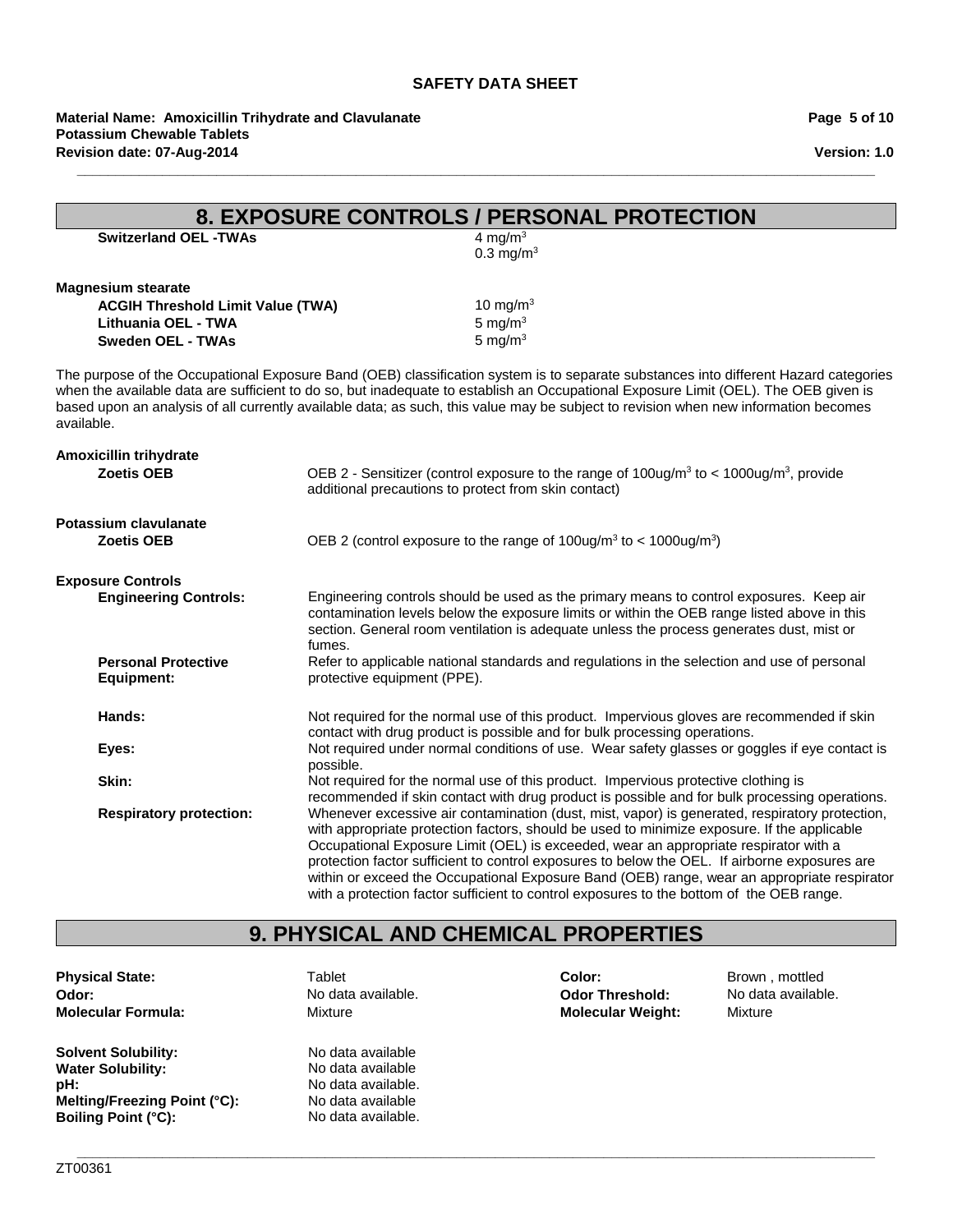## 8. EXPOSURE CONTROLS / PERSONAL PROTECTION

| | |
|---|---|
| **Switzerland OEL -TWAs** | 4 $mg/m^3$<br>0.3 $mg/m^3$ |

**Magnesium stearate**

| | |
|---|---|
| **ACGIH Threshold Limit Value (TWA)** | 10 $mg/m^3$ |
| **Lithuania OEL - TWA** | 5 $mg/m^3$ |
| **Sweden OEL - TWAs** | 5 $mg/m^3$ |

The purpose of the Occupational Exposure Band (OEB) classification system is to separate substances into different Hazard categories when the available data are sufficient to do so, but inadequate to establish an Occupational Exposure Limit (OEL). The OEB given is based upon an analysis of all currently available data; as such, this value may be subject to revision when new information becomes available.

**Amoxicillin trihydrate**

**Zoetis OEB**: OEB 2 - Sensitizer (control exposure to the range of 100ug/$m^3$ to < 1000ug/$m^3$, provide additional precautions to protect from skin contact)

**Potassium clavulanate**

**Zoetis OEB**: OEB 2 (control exposure to the range of 100ug/$m^3$ to < 1000ug/$m^3$)

**Exposure Controls**

**Engineering Controls:** Engineering controls should be used as the primary means to control exposures. Keep air contamination levels below the exposure limits or within the OEB range listed above in this section. General room ventilation is adequate unless the process generates dust, mist or fumes.

**Personal Protective Equipment:** Refer to applicable national standards and regulations in the selection and use of personal protective equipment (PPE).

**Hands:** Not required for the normal use of this product. Impervious gloves are recommended if skin contact with drug product is possible and for bulk processing operations.

**Eyes:** Not required under normal conditions of use. Wear safety glasses or goggles if eye contact is possible.

**Skin:** Not required for the normal use of this product. Impervious protective clothing is recommended if skin contact with drug product is possible and for bulk processing operations.

**Respiratory protection:** Whenever excessive air contamination (dust, mist, vapor) is generated, respiratory protection, with appropriate protection factors, should be used to minimize exposure. If the applicable Occupational Exposure Limit (OEL) is exceeded, wear an appropriate respirator with a protection factor sufficient to control exposures to below the OEL. If airborne exposures are within or exceed the Occupational Exposure Band (OEB) range, wear an appropriate respirator with a protection factor sufficient to control exposures to the bottom of the OEB range.

## 9. PHYSICAL AND CHEMICAL PROPERTIES

| | | | |
|---|---|---|---|
| **Physical State:** | Tablet | **Color:** | Brown , mottled |
| **Odor:** | No data available. | **Odor Threshold:** | No data available. |
| **Molecular Formula:** | Mixture | **Molecular Weight:** | Mixture |

| | |
|---|---|
| **Solvent Solubility:** | No data available |
| **Water Solubility:** | No data available |
| **pH:** | No data available. |
| **Melting/Freezing Point (°C):** | No data available |
| **Boiling Point (°C):** | No data available. |

ZT00361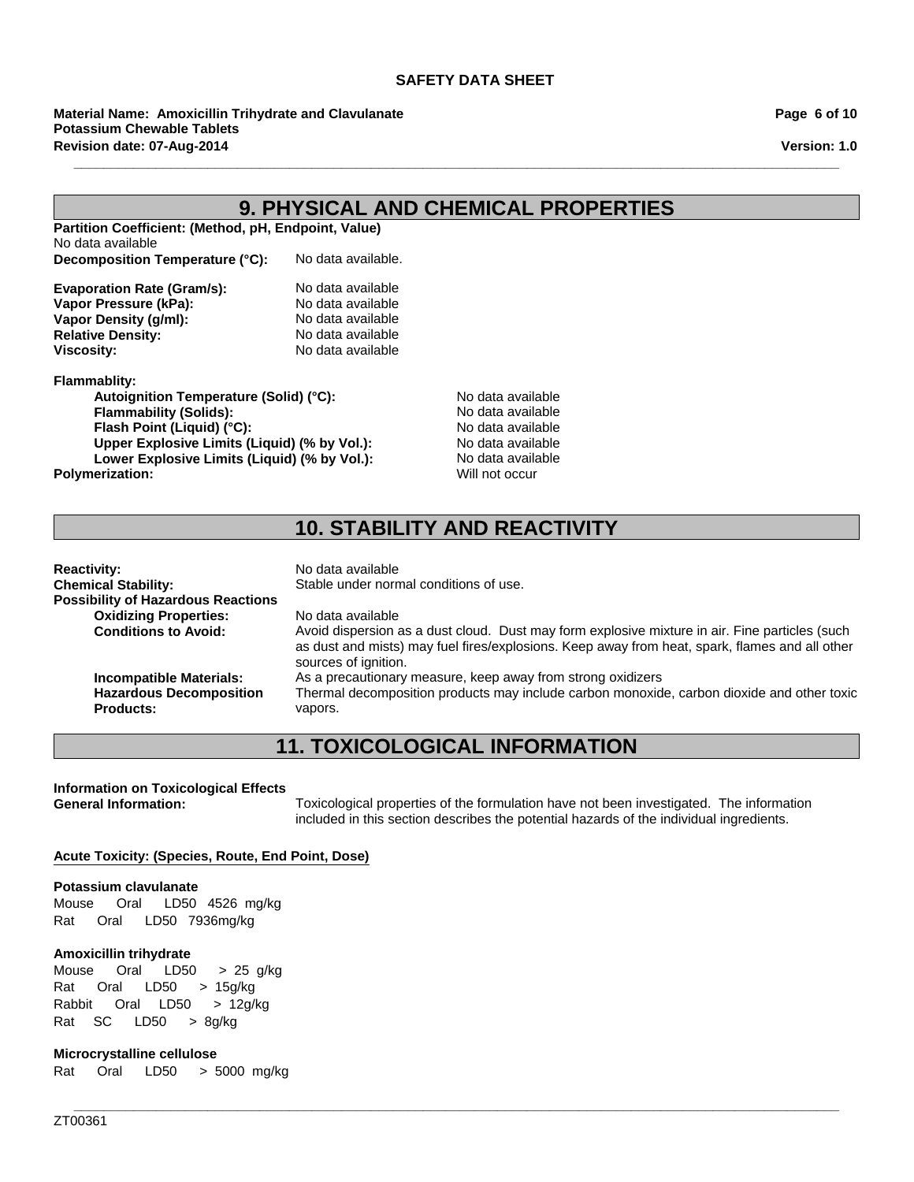## 9. PHYSICAL AND CHEMICAL PROPERTIES

**Partition Coefficient: (Method, pH, Endpoint, Value)**
No data available

**Decomposition Temperature (°C):** No data available.

**Evaporation Rate (Gram/s):** No data available
**Vapor Pressure (kPa):** No data available
**Vapor Density (g/ml):** No data available
**Relative Density:** No data available
**Viscosity:** No data available

**Flammablity:**
- **Autoignition Temperature (Solid) (°C):** No data available
- **Flammability (Solids):** No data available
- **Flash Point (Liquid) (°C):** No data available
- **Upper Explosive Limits (Liquid) (% by Vol.):** No data available
- **Lower Explosive Limits (Liquid) (% by Vol.):** No data available

**Polymerization:** Will not occur

## 10. STABILITY AND REACTIVITY

**Reactivity:** No data available
**Chemical Stability:** Stable under normal conditions of use.
**Possibility of Hazardous Reactions**
- **Oxidizing Properties:** No data available
- **Conditions to Avoid:** Avoid dispersion as a dust cloud. Dust may form explosive mixture in air. Fine particles (such as dust and mists) may fuel fires/explosions. Keep away from heat, spark, flames and all other sources of ignition.
- **Incompatible Materials:** As a precautionary measure, keep away from strong oxidizers
- **Hazardous Decomposition Products:** Thermal decomposition products may include carbon monoxide, carbon dioxide and other toxic vapors.

## 11. TOXICOLOGICAL INFORMATION

**Information on Toxicological Effects**
**General Information:** Toxicological properties of the formulation have not been investigated. The information included in this section describes the potential hazards of the individual ingredients.

**Acute Toxicity: (Species, Route, End Point, Dose)**

**Potassium clavulanate**
Mouse Oral LD50 4526 mg/kg
Rat Oral LD50 7936mg/kg

**Amoxicillin trihydrate**
Mouse Oral LD50 > 25 g/kg
Rat Oral LD50 > 15g/kg
Rabbit Oral LD50 > 12g/kg
Rat SC LD50 > 8g/kg

**Microcrystalline cellulose**
Rat Oral LD50 > 5000 mg/kg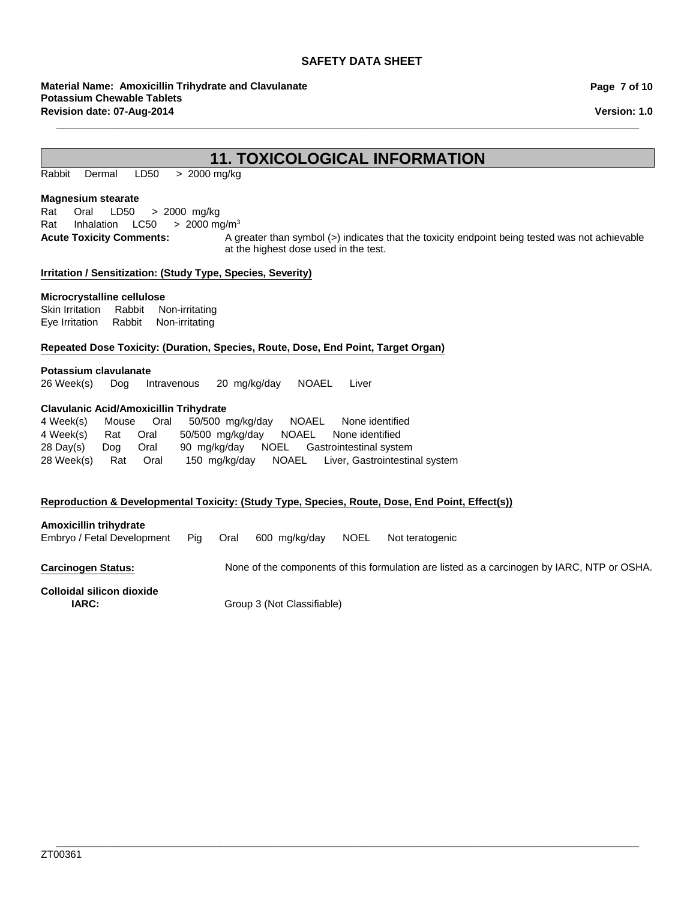## 11. TOXICOLOGICAL INFORMATION

Rabbit Dermal LD50 > 2000 mg/kg

**Magnesium stearate**

Rat Oral LD50 > 2000 mg/kg
Rat Inhalation LC50 > 2000 mg/m$^3$

**Acute Toxicity Comments:** A greater than symbol (>) indicates that the toxicity endpoint being tested was not achievable at the highest dose used in the test.

**Irritation / Sensitization: (Study Type, Species, Severity)**

**Microcrystalline cellulose**

Skin Irritation Rabbit Non-irritating
Eye Irritation Rabbit Non-irritating

**Repeated Dose Toxicity: (Duration, Species, Route, Dose, End Point, Target Organ)**

**Potassium clavulanate**

26 Week(s) Dog Intravenous 20 mg/kg/day NOAEL Liver

**Clavulanic Acid/Amoxicillin Trihydrate**

4 Week(s) Mouse Oral 50/500 mg/kg/day NOAEL None identified
4 Week(s) Rat Oral 50/500 mg/kg/day NOAEL None identified
28 Day(s) Dog Oral 90 mg/kg/day NOEL Gastrointestinal system
28 Week(s) Rat Oral 150 mg/kg/day NOAEL Liver, Gastrointestinal system

**Reproduction & Developmental Toxicity: (Study Type, Species, Route, Dose, End Point, Effect(s))**

**Amoxicillin trihydrate**

Embryo / Fetal Development Pig Oral 600 mg/kg/day NOEL Not teratogenic

**Carcinogen Status:** None of the components of this formulation are listed as a carcinogen by IARC, NTP or OSHA.

**Colloidal silicon dioxide**

**IARC:** Group 3 (Not Classifiable)

ZT00361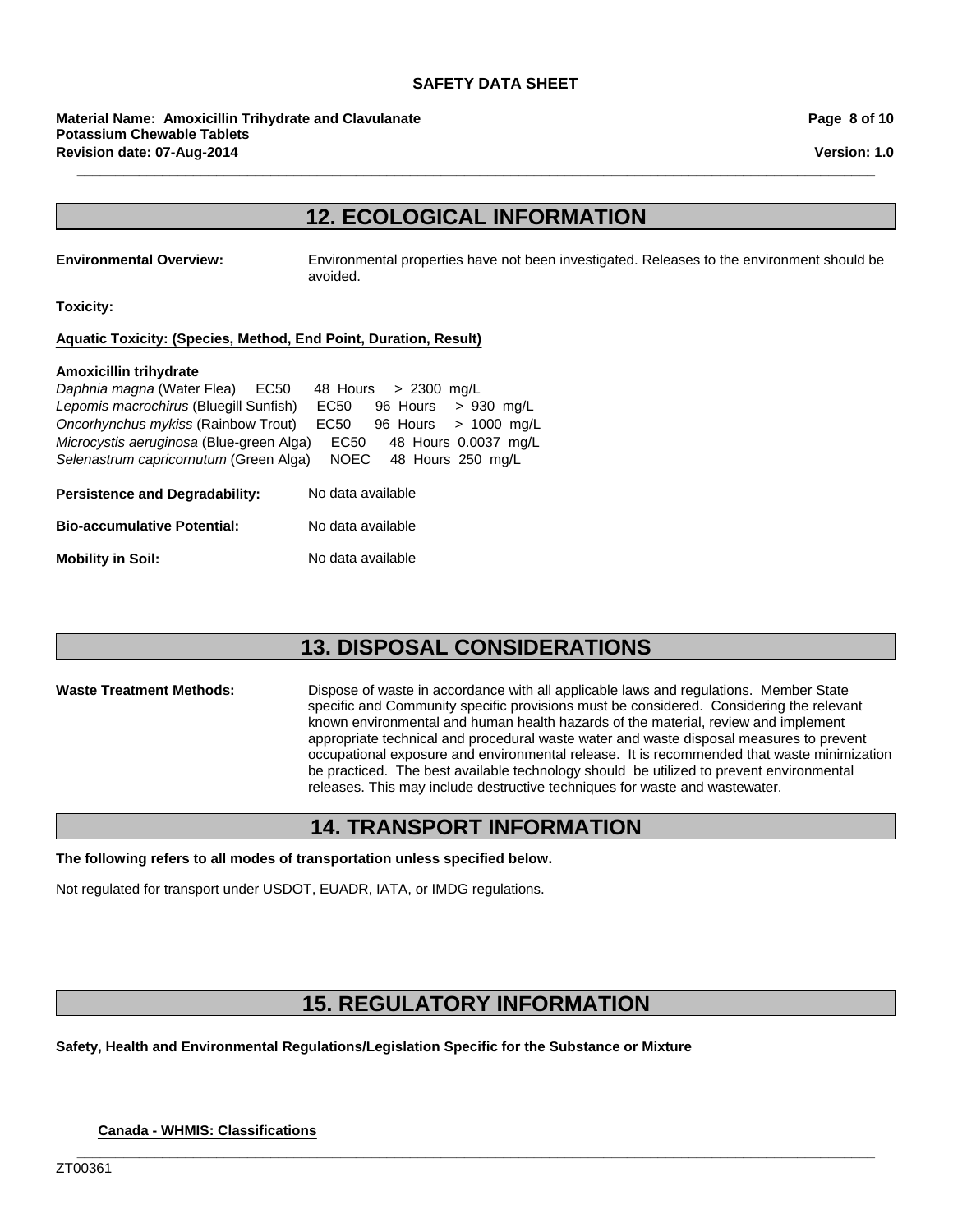## 12. ECOLOGICAL INFORMATION

**Environmental Overview:** Environmental properties have not been investigated. Releases to the environment should be avoided.

**Toxicity:**

**Aquatic Toxicity: (Species, Method, End Point, Duration, Result)**

**Amoxicillin trihydrate**

*Daphnia magna* (Water Flea) EC50 48 Hours > 2300 mg/L
*Lepomis macrochirus* (Bluegill Sunfish) EC50 96 Hours > 930 mg/L
*Oncorhynchus mykiss* (Rainbow Trout) EC50 96 Hours > 1000 mg/L
*Microcystis aeruginosa* (Blue-green Alga) EC50 48 Hours 0.0037 mg/L
*Selenastrum capricornutum* (Green Alga) NOEC 48 Hours 250 mg/L

**Persistence and Degradability:** No data available

**Bio-accumulative Potential:** No data available

**Mobility in Soil:** No data available

## 13. DISPOSAL CONSIDERATIONS

**Waste Treatment Methods:** Dispose of waste in accordance with all applicable laws and regulations. Member State specific and Community specific provisions must be considered. Considering the relevant known environmental and human health hazards of the material, review and implement appropriate technical and procedural waste water and waste disposal measures to prevent occupational exposure and environmental release. It is recommended that waste minimization be practiced. The best available technology should be utilized to prevent environmental releases. This may include destructive techniques for waste and wastewater.

## 14. TRANSPORT INFORMATION

**The following refers to all modes of transportation unless specified below.**

Not regulated for transport under USDOT, EUADR, IATA, or IMDG regulations.

## 15. REGULATORY INFORMATION

**Safety, Health and Environmental Regulations/Legislation Specific for the Substance or Mixture**

**Canada - WHMIS: Classifications**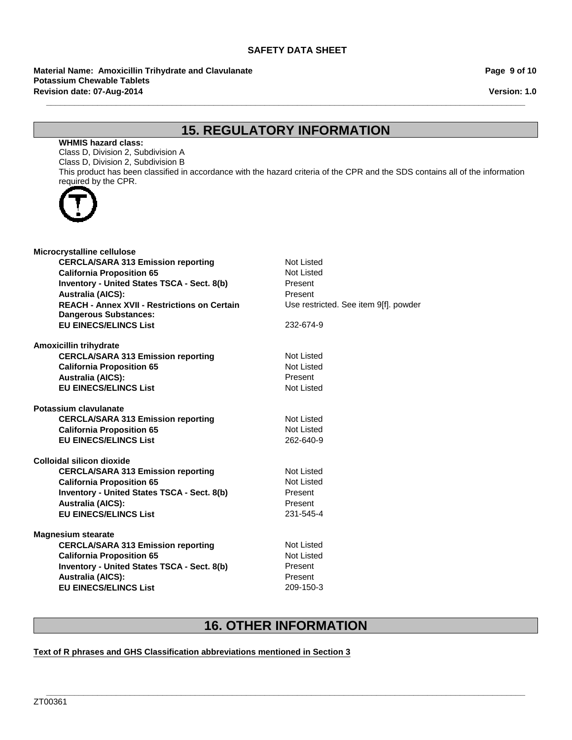## 15. REGULATORY INFORMATION

**WHMIS hazard class:**
Class D, Division 2, Subdivision A
Class D, Division 2, Subdivision B
This product has been classified in accordance with the hazard criteria of the CPR and the SDS contains all of the information required by the CPR.

**Microcrystalline cellulose**

| | |
|---|---|
| **CERCLA/SARA 313 Emission reporting** | Not Listed |
| **California Proposition 65** | Not Listed |
| **Inventory - United States TSCA - Sect. 8(b)** | Present |
| **Australia (AICS):** | Present |
| **REACH - Annex XVII - Restrictions on Certain Dangerous Substances:** | Use restricted. See item 9[f]. powder |
| **EU EINECS/ELINCS List** | 232-674-9 |

**Amoxicillin trihydrate**

| | |
|---|---|
| **CERCLA/SARA 313 Emission reporting** | Not Listed |
| **California Proposition 65** | Not Listed |
| **Australia (AICS):** | Present |
| **EU EINECS/ELINCS List** | Not Listed |

**Potassium clavulanate**

| | |
|---|---|
| **CERCLA/SARA 313 Emission reporting** | Not Listed |
| **California Proposition 65** | Not Listed |
| **EU EINECS/ELINCS List** | 262-640-9 |

**Colloidal silicon dioxide**

| | |
|---|---|
| **CERCLA/SARA 313 Emission reporting** | Not Listed |
| **California Proposition 65** | Not Listed |
| **Inventory - United States TSCA - Sect. 8(b)** | Present |
| **Australia (AICS):** | Present |
| **EU EINECS/ELINCS List** | 231-545-4 |

**Magnesium stearate**

| | |
|---|---|
| **CERCLA/SARA 313 Emission reporting** | Not Listed |
| **California Proposition 65** | Not Listed |
| **Inventory - United States TSCA - Sect. 8(b)** | Present |
| **Australia (AICS):** | Present |
| **EU EINECS/ELINCS List** | 209-150-3 |

## 16. OTHER INFORMATION

**Text of R phrases and GHS Classification abbreviations mentioned in Section 3**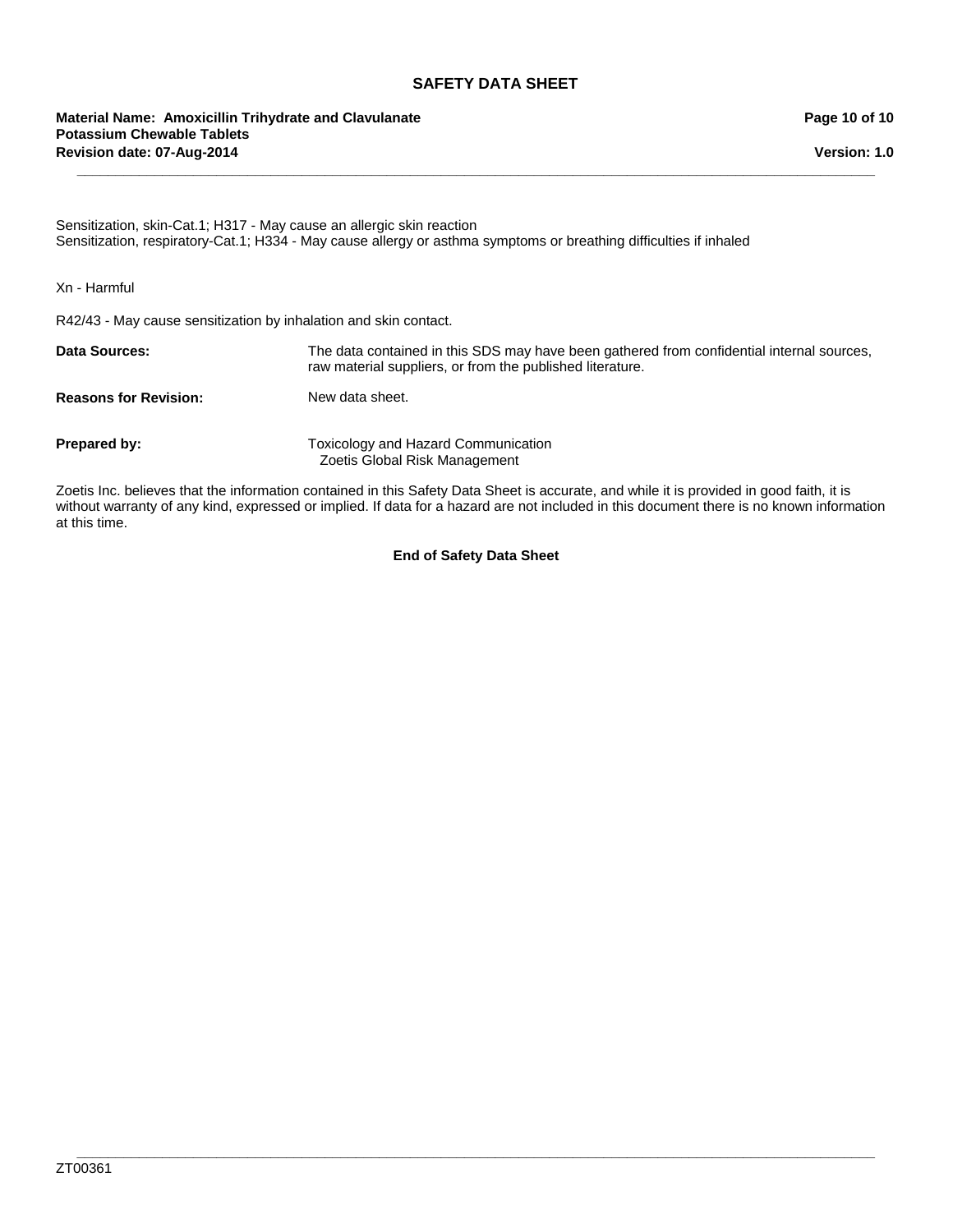Sensitization, skin-Cat.1; H317 - May cause an allergic skin reaction
Sensitization, respiratory-Cat.1; H334 - May cause allergy or asthma symptoms or breathing difficulties if inhaled

Xn - Harmful

R42/43 - May cause sensitization by inhalation and skin contact.

**Data Sources:** The data contained in this SDS may have been gathered from confidential internal sources, raw material suppliers, or from the published literature.

**Reasons for Revision:** New data sheet.

**Prepared by:** Toxicology and Hazard Communication
Zoetis Global Risk Management

Zoetis Inc. believes that the information contained in this Safety Data Sheet is accurate, and while it is provided in good faith, it is without warranty of any kind, expressed or implied. If data for a hazard are not included in this document there is no known information at this time.

**End of Safety Data Sheet**